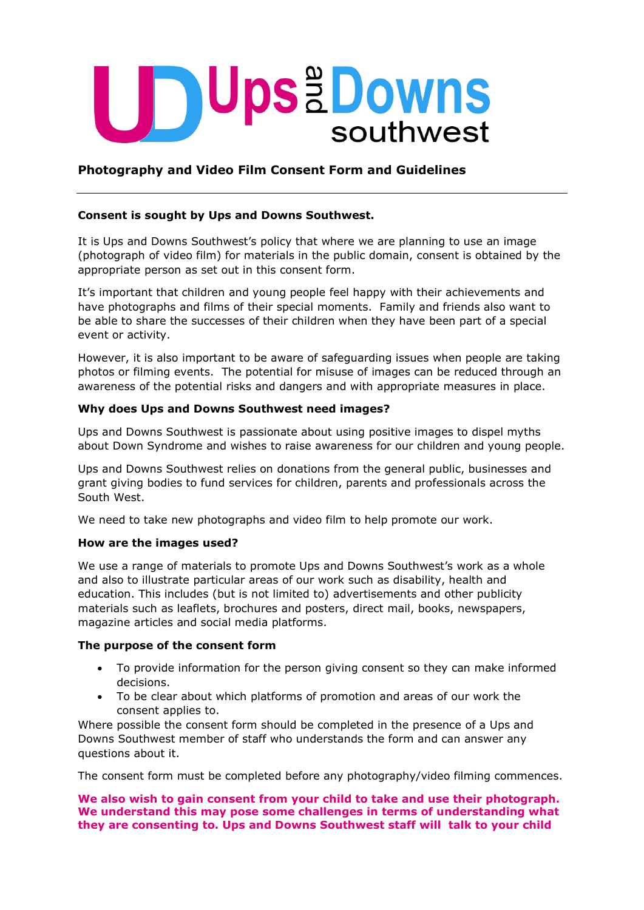# Ups and Downs southwest

## Photography and Video Film Consent Form and Guidelines

---

**Consent is sought by Ups and Downs Southwest.**

It is Ups and Downs Southwest's policy that where we are planning to use an image (photograph of video film) for materials in the public domain, consent is obtained by the appropriate person as set out in this consent form.

It's important that children and young people feel happy with their achievements and have photographs and films of their special moments. Family and friends also want to be able to share the successes of their children when they have been part of a special event or activity.

However, it is also important to be aware of safeguarding issues when people are taking photos or filming events. The potential for misuse of images can be reduced through an awareness of the potential risks and dangers and with appropriate measures in place.

**Why does Ups and Downs Southwest need images?**

Ups and Downs Southwest is passionate about using positive images to dispel myths about Down Syndrome and wishes to raise awareness for our children and young people.

Ups and Downs Southwest relies on donations from the general public, businesses and grant giving bodies to fund services for children, parents and professionals across the South West.

We need to take new photographs and video film to help promote our work.

**How are the images used?**

We use a range of materials to promote Ups and Downs Southwest's work as a whole and also to illustrate particular areas of our work such as disability, health and education. This includes (but is not limited to) advertisements and other publicity materials such as leaflets, brochures and posters, direct mail, books, newspapers, magazine articles and social media platforms.

**The purpose of the consent form**

- To provide information for the person giving consent so they can make informed decisions.
- To be clear about which platforms of promotion and areas of our work the consent applies to.

Where possible the consent form should be completed in the presence of a Ups and Downs Southwest member of staff who understands the form and can answer any questions about it.

The consent form must be completed before any photography/video filming commences.

**We also wish to gain consent from your child to take and use their photograph. We understand this may pose some challenges in terms of understanding what they are consenting to. Ups and Downs Southwest staff will talk to your child**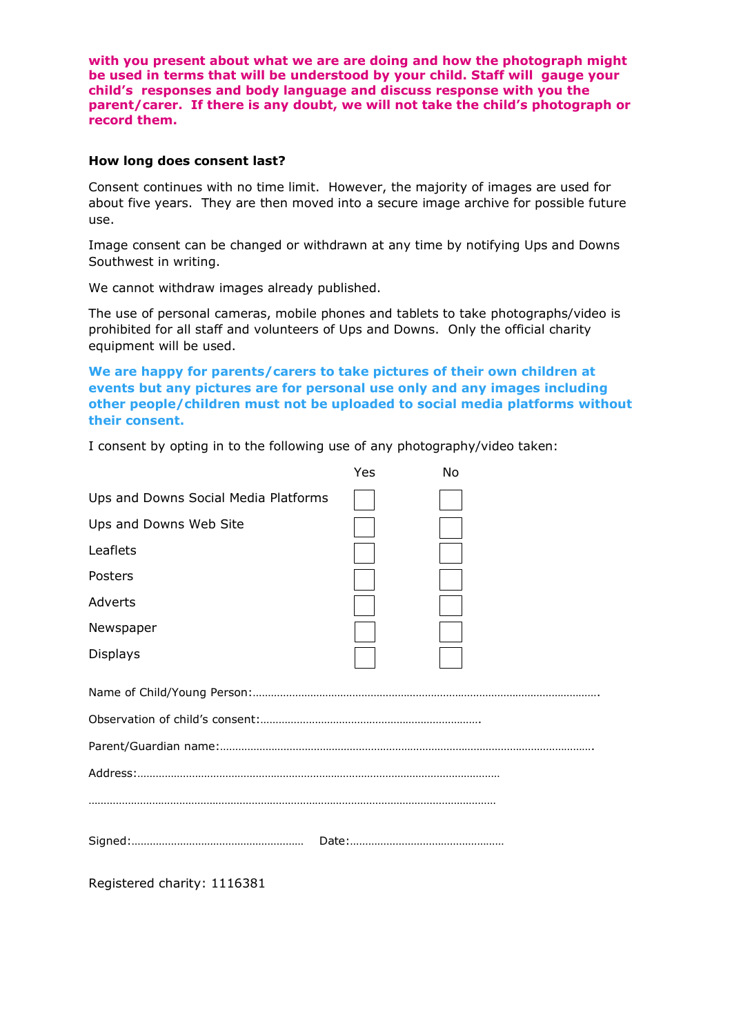**with you present about what we are are doing and how the photograph might be used in terms that will be understood by your child. Staff will gauge your child's responses and body language and discuss response with you the parent/carer. If there is any doubt, we will not take the child's photograph or record them.**

### How long does consent last?

Consent continues with no time limit. However, the majority of images are used for about five years. They are then moved into a secure image archive for possible future use.

Image consent can be changed or withdrawn at any time by notifying Ups and Downs Southwest in writing.

We cannot withdraw images already published.

The use of personal cameras, mobile phones and tablets to take photographs/video is prohibited for all staff and volunteers of Ups and Downs. Only the official charity equipment will be used.

**We are happy for parents/carers to take pictures of their own children at events but any pictures are for personal use only and any images including other people/children must not be uploaded to social media platforms without their consent.**

I consent by opting in to the following use of any photography/video taken:

| | Yes | No |
|---|---|---|
| Ups and Downs Social Media Platforms | ☐ | ☐ |
| Ups and Downs Web Site | ☐ | ☐ |
| Leaflets | ☐ | ☐ |
| Posters | ☐ | ☐ |
| Adverts | ☐ | ☐ |
| Newspaper | ☐ | ☐ |
| Displays | ☐ | ☐ |

Name of Child/Young Person:……………………………………………………………………………………………………….

Observation of child's consent:……………………………………………………………….

Parent/Guardian name:…………………………………………………………………………………………………………….

Address:………………………………………………………………………………………………………

……………………………………………………………………………………………………………………

Signed:………………………………………………… Date:……………………………………………

Registered charity: 1116381